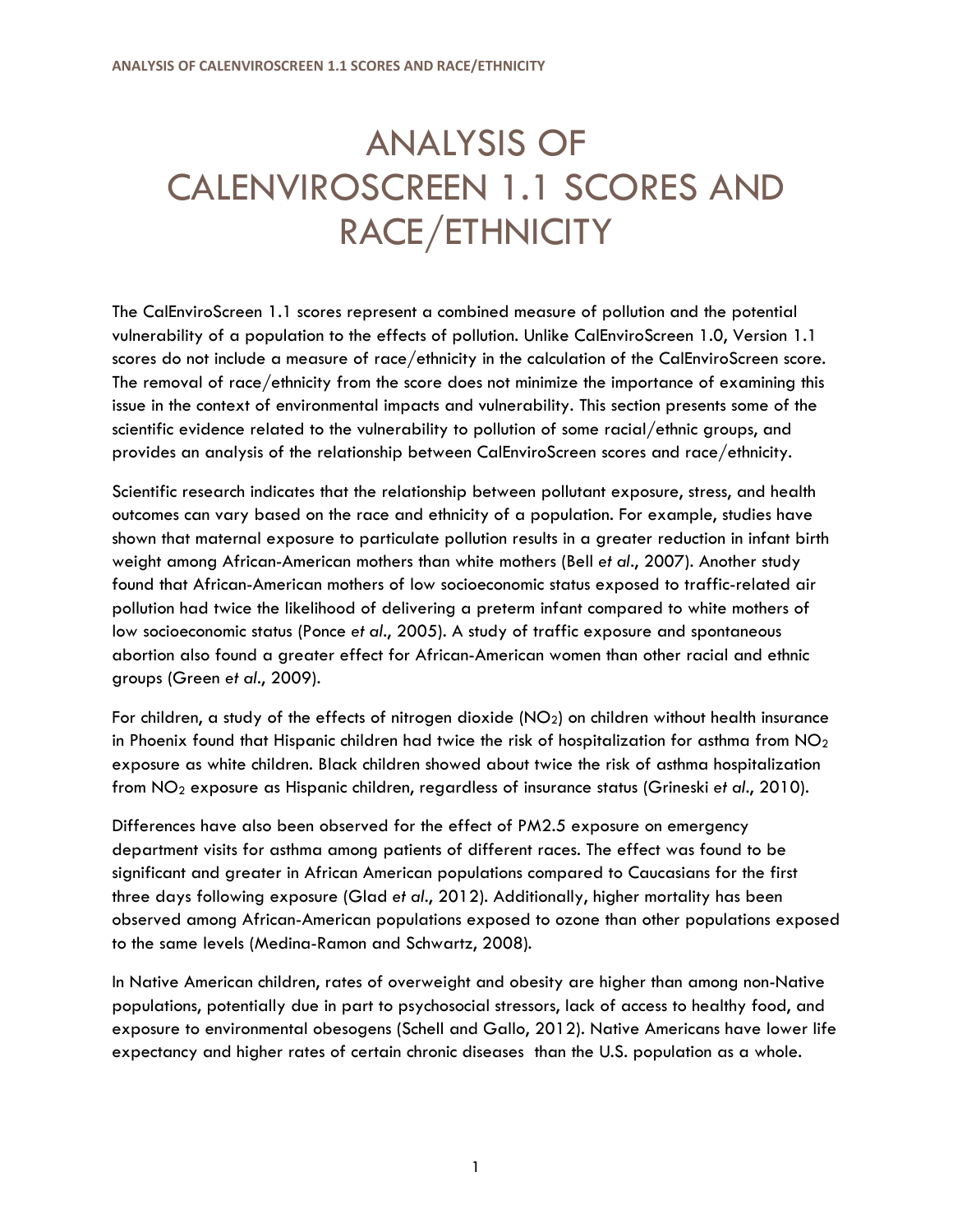# ANALYSIS OF CALENVIROSCREEN 1.1 SCORES AND RACE/ETHNICITY

The CalEnviroScreen 1.1 scores represent a combined measure of pollution and the potential vulnerability of a population to the effects of pollution. Unlike CalEnviroScreen 1.0, Version 1.1 scores do not include a measure of race/ethnicity in the calculation of the CalEnviroScreen score. The removal of race/ethnicity from the score does not minimize the importance of examining this issue in the context of environmental impacts and vulnerability. This section presents some of the scientific evidence related to the vulnerability to pollution of some racial/ethnic groups, and provides an analysis of the relationship between CalEnviroScreen scores and race/ethnicity.

Scientific research indicates that the relationship between pollutant exposure, stress, and health outcomes can vary based on the race and ethnicity of a population. For example, studies have shown that maternal exposure to particulate pollution results in a greater reduction in infant birth weight among African-American mothers than white mothers (Bell *et al*., 2007). Another study found that African-American mothers of low socioeconomic status exposed to traffic-related air pollution had twice the likelihood of delivering a preterm infant compared to white mothers of low socioeconomic status (Ponce *et al*., 2005). A study of traffic exposure and spontaneous abortion also found a greater effect for African-American women than other racial and ethnic groups (Green *et al*., 2009).

For children, a study of the effects of nitrogen dioxide ($NO_2$) on children without health insurance in Phoenix found that Hispanic children had twice the risk of hospitalization for asthma from $NO_2$ exposure as white children. Black children showed about twice the risk of asthma hospitalization from $NO_2$ exposure as Hispanic children, regardless of insurance status (Grineski *et al*., 2010).

Differences have also been observed for the effect of PM2.5 exposure on emergency department visits for asthma among patients of different races. The effect was found to be significant and greater in African American populations compared to Caucasians for the first three days following exposure (Glad *et al*., 2012). Additionally, higher mortality has been observed among African-American populations exposed to ozone than other populations exposed to the same levels (Medina-Ramon and Schwartz, 2008).

In Native American children, rates of overweight and obesity are higher than among non-Native populations, potentially due in part to psychosocial stressors, lack of access to healthy food, and exposure to environmental obesogens (Schell and Gallo, 2012). Native Americans have lower life expectancy and higher rates of certain chronic diseases than the U.S. population as a whole.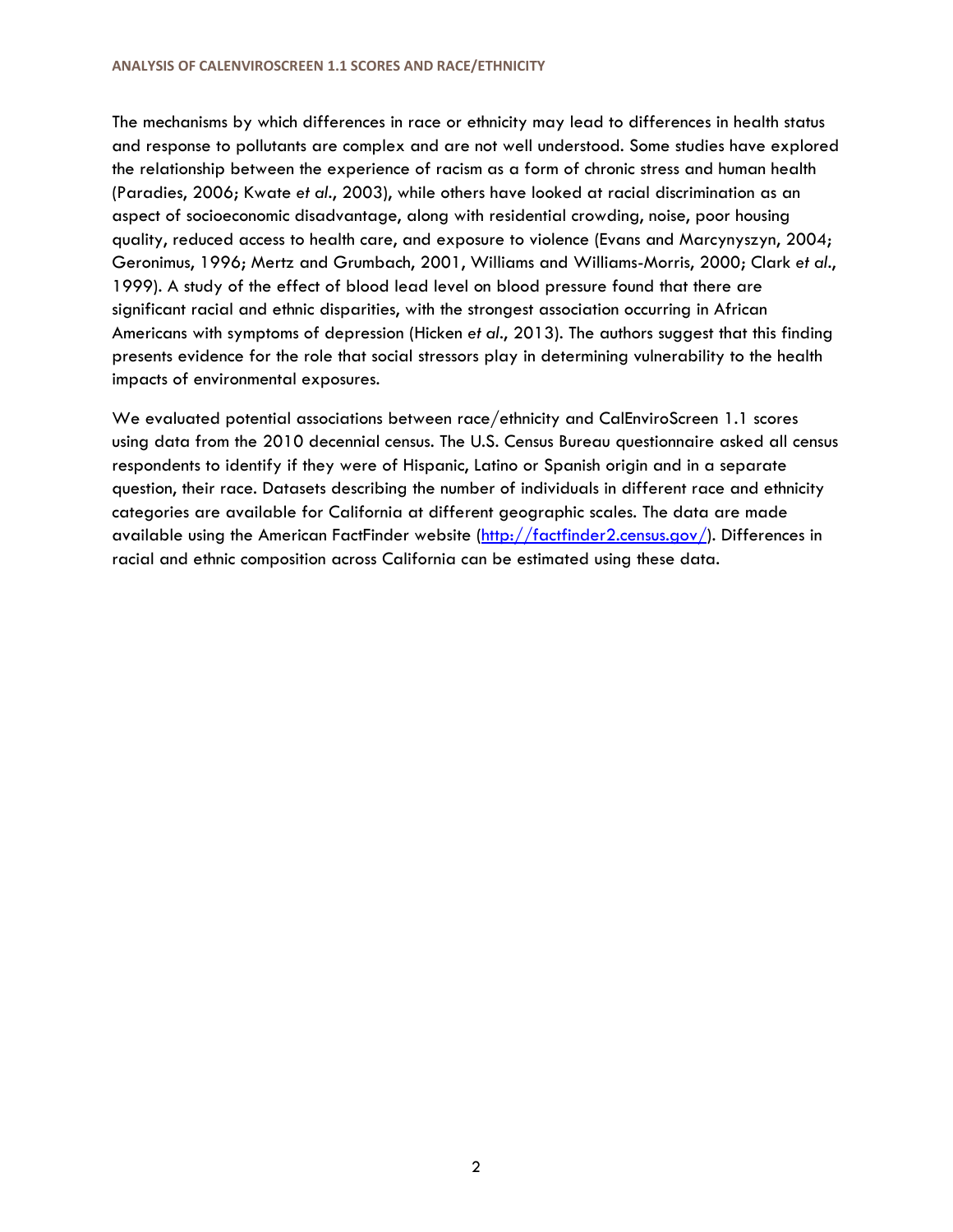The mechanisms by which differences in race or ethnicity may lead to differences in health status and response to pollutants are complex and are not well understood. Some studies have explored the relationship between the experience of racism as a form of chronic stress and human health (Paradies, 2006; Kwate *et al.*, 2003), while others have looked at racial discrimination as an aspect of socioeconomic disadvantage, along with residential crowding, noise, poor housing quality, reduced access to health care, and exposure to violence (Evans and Marcynyszyn, 2004; Geronimus, 1996; Mertz and Grumbach, 2001, Williams and Williams-Morris, 2000; Clark *et al*., 1999). A study of the effect of blood lead level on blood pressure found that there are significant racial and ethnic disparities, with the strongest association occurring in African Americans with symptoms of depression (Hicken *et al*., 2013). The authors suggest that this finding presents evidence for the role that social stressors play in determining vulnerability to the health impacts of environmental exposures.

We evaluated potential associations between race/ethnicity and CalEnviroScreen 1.1 scores using data from the 2010 decennial census. The U.S. Census Bureau questionnaire asked all census respondents to identify if they were of Hispanic, Latino or Spanish origin and in a separate question, their race. Datasets describing the number of individuals in different race and ethnicity categories are available for California at different geographic scales. The data are made available using the American FactFinder website ([http://factfinder2.census.gov/](http://factfinder2.census.gov/)). Differences in racial and ethnic composition across California can be estimated using these data.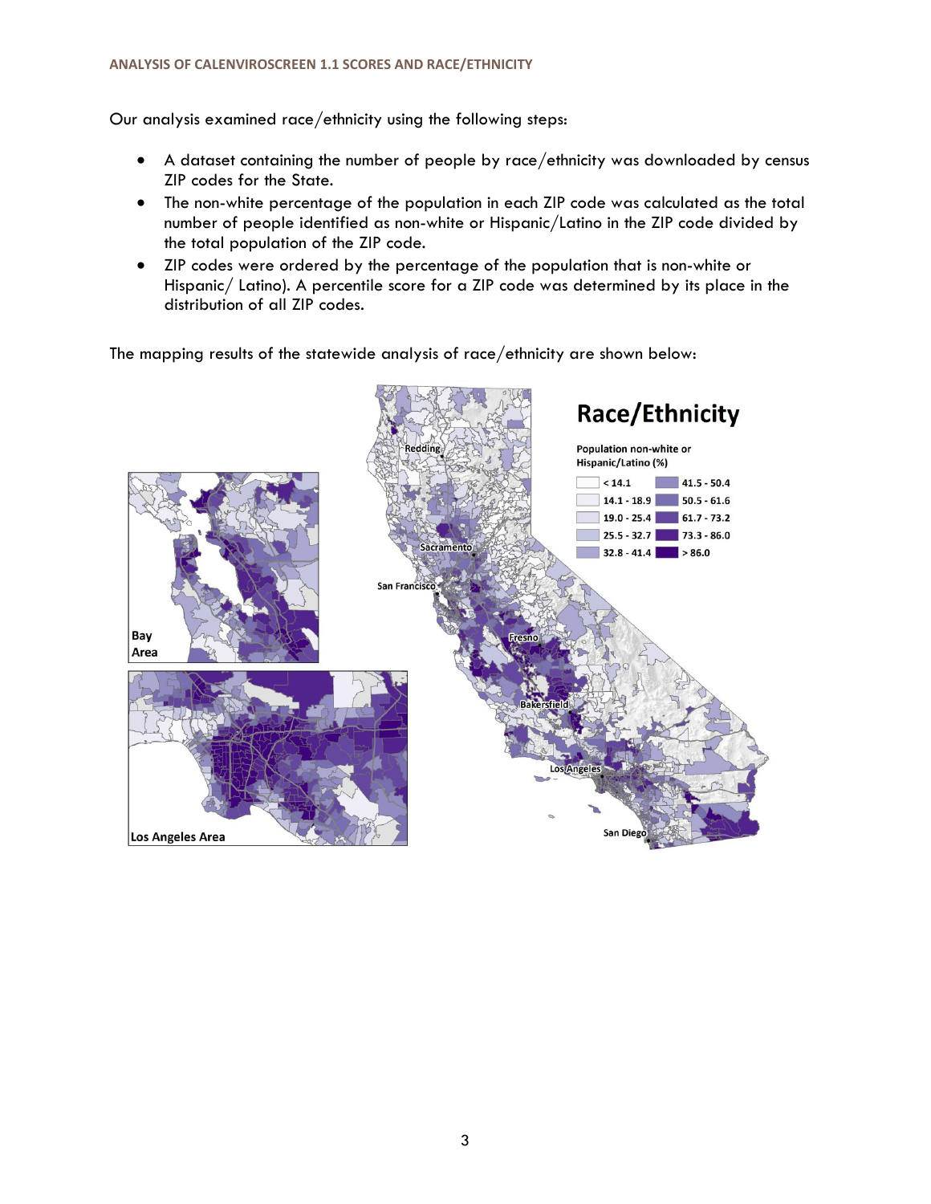Our analysis examined race/ethnicity using the following steps:

- A dataset containing the number of people by race/ethnicity was downloaded by census ZIP codes for the State.
- The non-white percentage of the population in each ZIP code was calculated as the total number of people identified as non-white or Hispanic/Latino in the ZIP code divided by the total population of the ZIP code.
- ZIP codes were ordered by the percentage of the population that is non-white or Hispanic/ Latino). A percentile score for a ZIP code was determined by its place in the distribution of all ZIP codes.

The mapping results of the statewide analysis of race/ethnicity are shown below: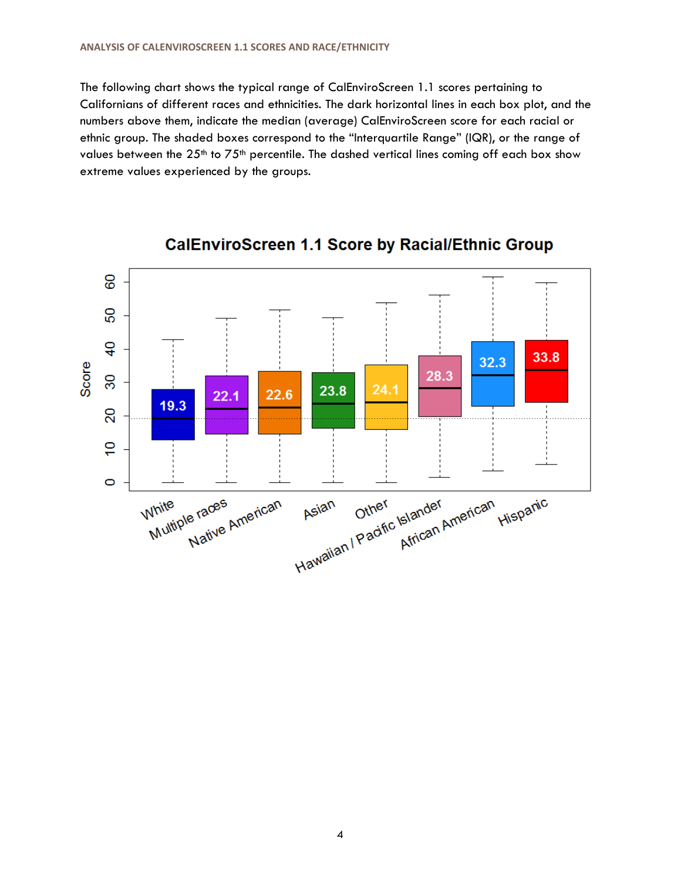The following chart shows the typical range of CalEnviroScreen 1.1 scores pertaining to Californians of different races and ethnicities. The dark horizontal lines in each box plot, and the numbers above them, indicate the median (average) CalEnviroScreen score for each racial or ethnic group. The shaded boxes correspond to the "Interquartile Range" (IQR), or the range of values between the 25th to 75th percentile. The dashed vertical lines coming off each box show extreme values experienced by the groups.

**CalEnviroScreen 1.1 Score by Racial/Ethnic Group**

| Group | Median Score |
| --- | --- |
| White | 19.3 |
| Multiple races | 22.1 |
| Native American | 22.6 |
| Asian | 23.8 |
| Other | 24.1 |
| Hawaiian / Pacific Islander | 28.3 |
| African American | 32.3 |
| Hispanic | 33.8 |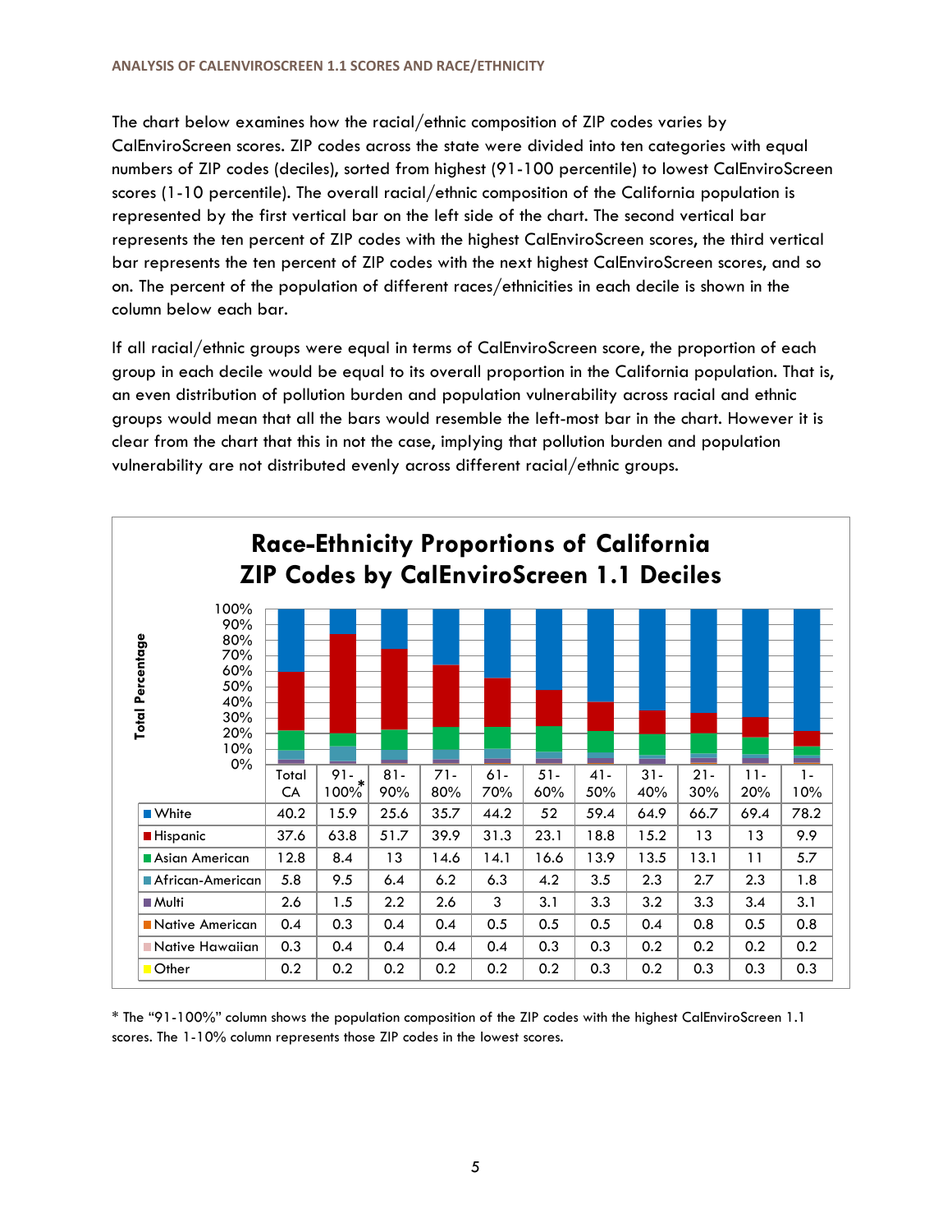The chart below examines how the racial/ethnic composition of ZIP codes varies by CalEnviroScreen scores. ZIP codes across the state were divided into ten categories with equal numbers of ZIP codes (deciles), sorted from highest (91-100 percentile) to lowest CalEnviroScreen scores (1-10 percentile). The overall racial/ethnic composition of the California population is represented by the first vertical bar on the left side of the chart. The second vertical bar represents the ten percent of ZIP codes with the highest CalEnviroScreen scores, the third vertical bar represents the ten percent of ZIP codes with the next highest CalEnviroScreen scores, and so on. The percent of the population of different races/ethnicities in each decile is shown in the column below each bar.

If all racial/ethnic groups were equal in terms of CalEnviroScreen score, the proportion of each group in each decile would be equal to its overall proportion in the California population. That is, an even distribution of pollution burden and population vulnerability across racial and ethnic groups would mean that all the bars would resemble the left-most bar in the chart. However it is clear from the chart that this in not the case, implying that pollution burden and population vulnerability are not distributed evenly across different racial/ethnic groups.

**Race-Ethnicity Proportions of California ZIP Codes by CalEnviroScreen 1.1 Deciles**

| | Total CA | 91-100%* | 81-90% | 71-80% | 61-70% | 51-60% | 41-50% | 31-40% | 21-30% | 11-20% | 1-10% |
|---|---|---|---|---|---|---|---|---|---|---|---|
| White | 40.2 | 15.9 | 25.6 | 35.7 | 44.2 | 52 | 59.4 | 64.9 | 66.7 | 69.4 | 78.2 |
| Hispanic | 37.6 | 63.8 | 51.7 | 39.9 | 31.3 | 23.1 | 18.8 | 15.2 | 13 | 13 | 9.9 |
| Asian American | 12.8 | 8.4 | 13 | 14.6 | 14.1 | 16.6 | 13.9 | 13.5 | 13.1 | 11 | 5.7 |
| African-American | 5.8 | 9.5 | 6.4 | 6.2 | 6.3 | 4.2 | 3.5 | 2.3 | 2.7 | 2.3 | 1.8 |
| Multi | 2.6 | 1.5 | 2.2 | 2.6 | 3 | 3.1 | 3.3 | 3.2 | 3.3 | 3.4 | 3.1 |
| Native American | 0.4 | 0.3 | 0.4 | 0.4 | 0.5 | 0.5 | 0.5 | 0.4 | 0.8 | 0.5 | 0.8 |
| Native Hawaiian | 0.3 | 0.4 | 0.4 | 0.4 | 0.4 | 0.3 | 0.3 | 0.2 | 0.2 | 0.2 | 0.2 |
| Other | 0.2 | 0.2 | 0.2 | 0.2 | 0.2 | 0.2 | 0.3 | 0.2 | 0.3 | 0.3 | 0.3 |

\* The "91-100%" column shows the population composition of the ZIP codes with the highest CalEnviroScreen 1.1 scores. The 1-10% column represents those ZIP codes in the lowest scores.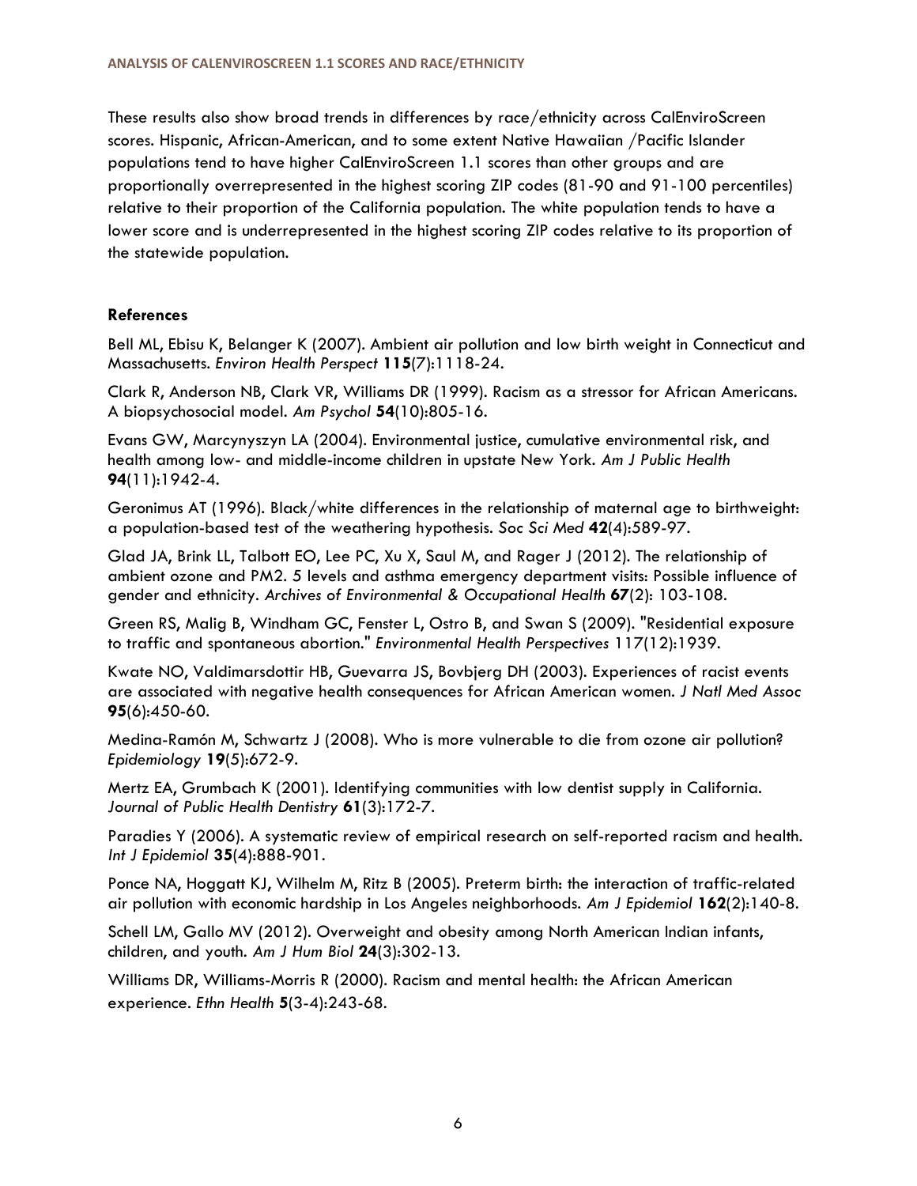These results also show broad trends in differences by race/ethnicity across CalEnviroScreen scores. Hispanic, African-American, and to some extent Native Hawaiian /Pacific Islander populations tend to have higher CalEnviroScreen 1.1 scores than other groups and are proportionally overrepresented in the highest scoring ZIP codes (81-90 and 91-100 percentiles) relative to their proportion of the California population. The white population tends to have a lower score and is underrepresented in the highest scoring ZIP codes relative to its proportion of the statewide population.

**References**

Bell ML, Ebisu K, Belanger K (2007). Ambient air pollution and low birth weight in Connecticut and Massachusetts. *Environ Health Perspect* **115**(7):1118-24.

Clark R, Anderson NB, Clark VR, Williams DR (1999). Racism as a stressor for African Americans. A biopsychosocial model. *Am Psychol* **54**(10):805-16.

Evans GW, Marcynyszyn LA (2004). Environmental justice, cumulative environmental risk, and health among low- and middle-income children in upstate New York. *Am J Public Health* **94**(11):1942-4.

Geronimus AT (1996). Black/white differences in the relationship of maternal age to birthweight: a population-based test of the weathering hypothesis. *Soc Sci Med* **42**(4):589-97.

Glad JA, Brink LL, Talbott EO, Lee PC, Xu X, Saul M, and Rager J (2012). The relationship of ambient ozone and PM2. 5 levels and asthma emergency department visits: Possible influence of gender and ethnicity. *Archives of Environmental & Occupational Health* **67**(2): 103-108.

Green RS, Malig B, Windham GC, Fenster L, Ostro B, and Swan S (2009). "Residential exposure to traffic and spontaneous abortion." *Environmental Health Perspectives* 117(12):1939.

Kwate NO, Valdimarsdottir HB, Guevarra JS, Bovbjerg DH (2003). Experiences of racist events are associated with negative health consequences for African American women. *J Natl Med Assoc* **95**(6):450-60.

Medina-Ramón M, Schwartz J (2008). Who is more vulnerable to die from ozone air pollution? *Epidemiology* **19**(5):672-9.

Mertz EA, Grumbach K (2001). Identifying communities with low dentist supply in California. *Journal of Public Health Dentistry* **61**(3):172-7.

Paradies Y (2006). A systematic review of empirical research on self-reported racism and health. *Int J Epidemiol* **35**(4):888-901.

Ponce NA, Hoggatt KJ, Wilhelm M, Ritz B (2005). Preterm birth: the interaction of traffic-related air pollution with economic hardship in Los Angeles neighborhoods. *Am J Epidemiol* **162**(2):140-8.

Schell LM, Gallo MV (2012). Overweight and obesity among North American Indian infants, children, and youth. *Am J Hum Biol* **24**(3):302-13.

Williams DR, Williams-Morris R (2000). Racism and mental health: the African American experience. *Ethn Health* **5**(3-4):243-68.